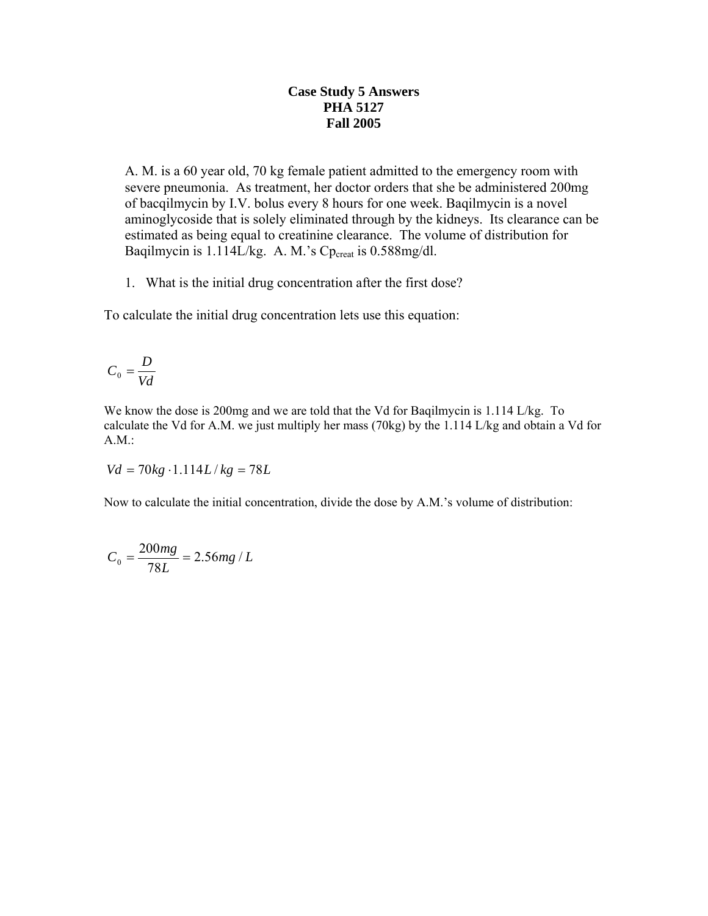**Case Study 5 Answers**
**PHA 5127**
**Fall 2005**

A. M. is a 60 year old, 70 kg female patient admitted to the emergency room with severe pneumonia. As treatment, her doctor orders that she be administered 200mg of bacqilmycin by I.V. bolus every 8 hours for one week. Baqilmycin is a novel aminoglycoside that is solely eliminated through by the kidneys. Its clearance can be estimated as being equal to creatinine clearance. The volume of distribution for Baqilmycin is 1.114L/kg. A. M.'s $Cp_{creat}$ is 0.588mg/dl.

1. What is the initial drug concentration after the first dose?

To calculate the initial drug concentration lets use this equation:

$$C_0 = \frac{D}{Vd}$$

We know the dose is 200mg and we are told that the Vd for Baqilmycin is 1.114 L/kg. To calculate the Vd for A.M. we just multiply her mass (70kg) by the 1.114 L/kg and obtain a Vd for A.M.:

$$Vd = 70kg \cdot 1.114L/kg = 78L$$

Now to calculate the initial concentration, divide the dose by A.M.'s volume of distribution:

$$C_0 = \frac{200mg}{78L} = 2.56mg/L$$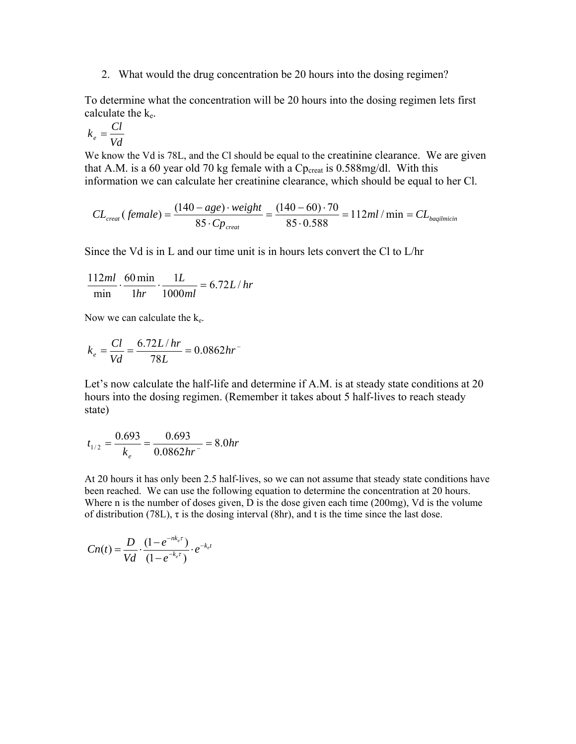2. What would the drug concentration be 20 hours into the dosing regimen?

To determine what the concentration will be 20 hours into the dosing regimen lets first calculate the $k_e$.

$$k_e = \frac{Cl}{Vd}$$

We know the Vd is 78L, and the Cl should be equal to the creatinine clearance. We are given that A.M. is a 60 year old 70 kg female with a $Cp_{creat}$ is 0.588mg/dl. With this information we can calculate her creatinine clearance, which should be equal to her Cl.

$$CL_{creat}(\,female) = \frac{(140 - age) \cdot weight}{85 \cdot Cp_{creat}} = \frac{(140 - 60) \cdot 70}{85 \cdot 0.588} = 112 ml/\min = CL_{baqilmicin}$$

Since the Vd is in L and our time unit is in hours lets convert the Cl to L/hr

$$\frac{112ml}{\min} \cdot \frac{60\min}{1hr} \cdot \frac{1L}{1000ml} = 6.72L/hr$$

Now we can calculate the $k_e$.

$$k_e = \frac{Cl}{Vd} = \frac{6.72L/hr}{78L} = 0.0862hr^{-}$$

Let's now calculate the half-life and determine if A.M. is at steady state conditions at 20 hours into the dosing regimen. (Remember it takes about 5 half-lives to reach steady state)

$$t_{1/2} = \frac{0.693}{k_e} = \frac{0.693}{0.0862hr^{-}} = 8.0hr$$

At 20 hours it has only been 2.5 half-lives, so we can not assume that steady state conditions have been reached. We can use the following equation to determine the concentration at 20 hours. Where n is the number of doses given, D is the dose given each time (200mg), Vd is the volume of distribution (78L), τ is the dosing interval (8hr), and t is the time since the last dose.

$$Cn(t) = \frac{D}{Vd} \cdot \frac{(1 - e^{-nk_e\tau})}{(1 - e^{-k_e\tau})} \cdot e^{-k_e t}$$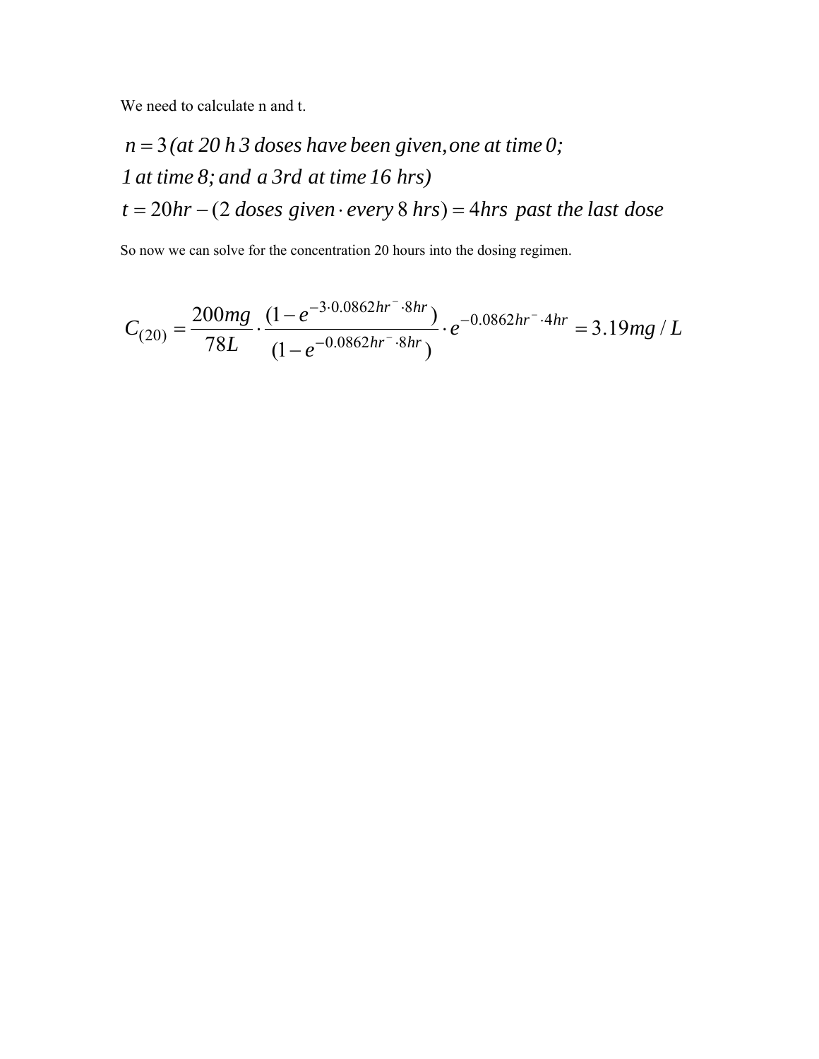We need to calculate n and t.

$$n = 3\,\textit{(at 20 h 3 doses have been given, one at time 0;}$$
$$\textit{1 at time 8; and a 3rd at time 16 hrs)}$$
$$t = 20hr - (2\ \textit{doses given} \cdot \textit{every}\ 8\ \textit{hrs}) = 4hrs\ \textit{past the last dose}$$

So now we can solve for the concentration 20 hours into the dosing regimen.

$$C_{(20)} = \frac{200mg}{78L} \cdot \frac{(1 - e^{-3 \cdot 0.0862hr^{-} \cdot 8hr})}{(1 - e^{-0.0862hr^{-} \cdot 8hr})} \cdot e^{-0.0862hr^{-} \cdot 4hr} = 3.19mg/L$$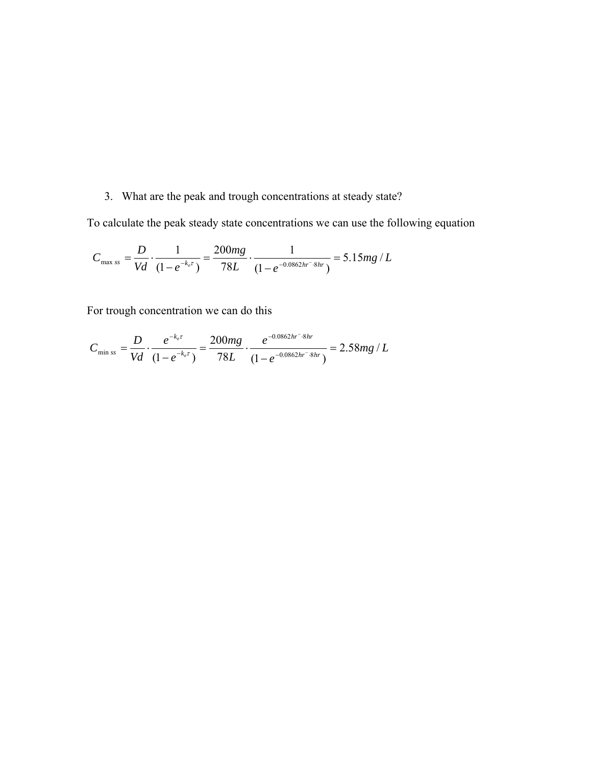3. What are the peak and trough concentrations at steady state?

To calculate the peak steady state concentrations we can use the following equation

$$C_{\max ss} = \frac{D}{Vd} \cdot \frac{1}{(1 - e^{-k_e \tau})} = \frac{200mg}{78L} \cdot \frac{1}{(1 - e^{-0.0862hr^{-} \cdot 8hr})} = 5.15mg/L$$

For trough concentration we can do this

$$C_{\min ss} = \frac{D}{Vd} \cdot \frac{e^{-k_e \tau}}{(1 - e^{-k_e \tau})} = \frac{200mg}{78L} \cdot \frac{e^{-0.0862hr^{-} \cdot 8hr}}{(1 - e^{-0.0862hr^{-} \cdot 8hr})} = 2.58mg/L$$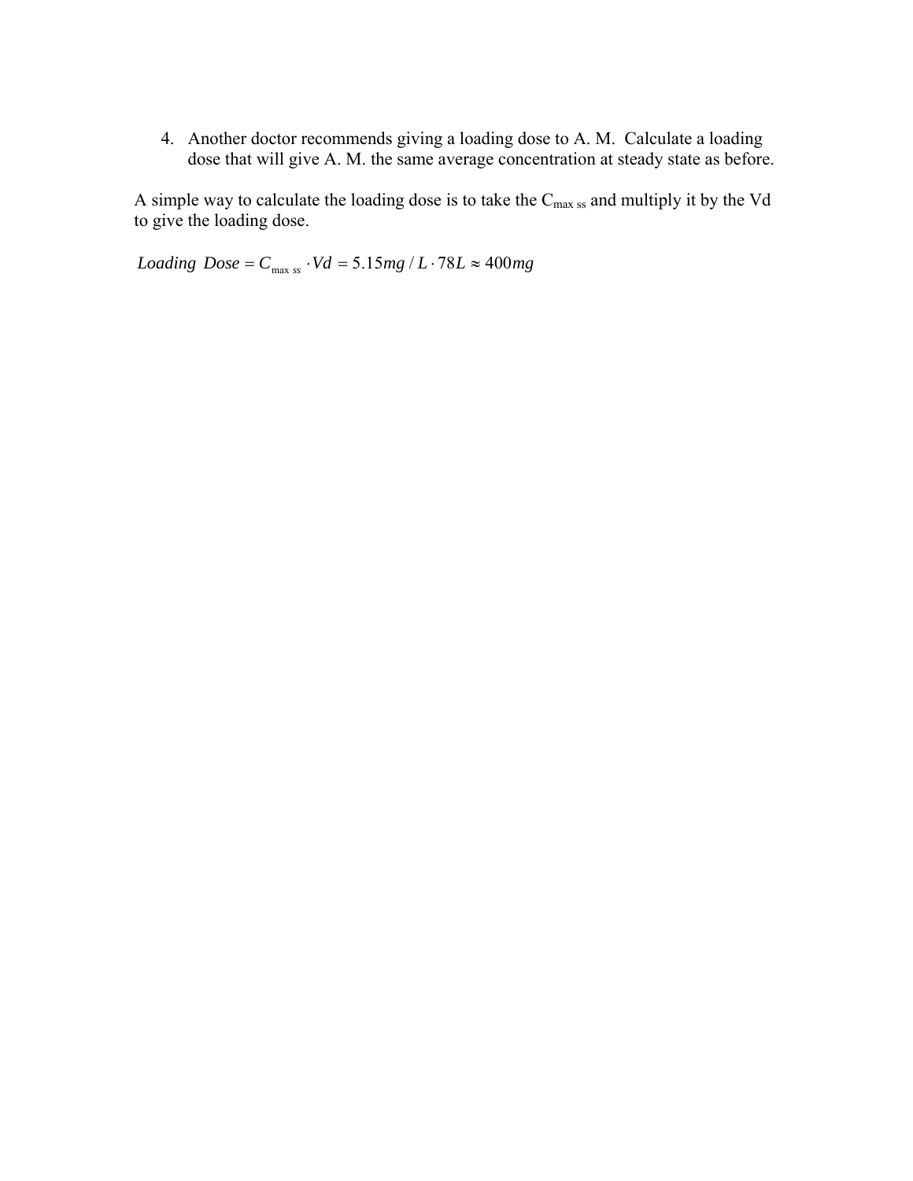4. Another doctor recommends giving a loading dose to A. M.  Calculate a loading dose that will give A. M. the same average concentration at steady state as before.

A simple way to calculate the loading dose is to take the $C_{max\ ss}$ and multiply it by the Vd to give the loading dose.

$$Loading\ \ Dose = C_{\max\ ss} \cdot Vd = 5.15mg / L \cdot 78L \approx 400mg$$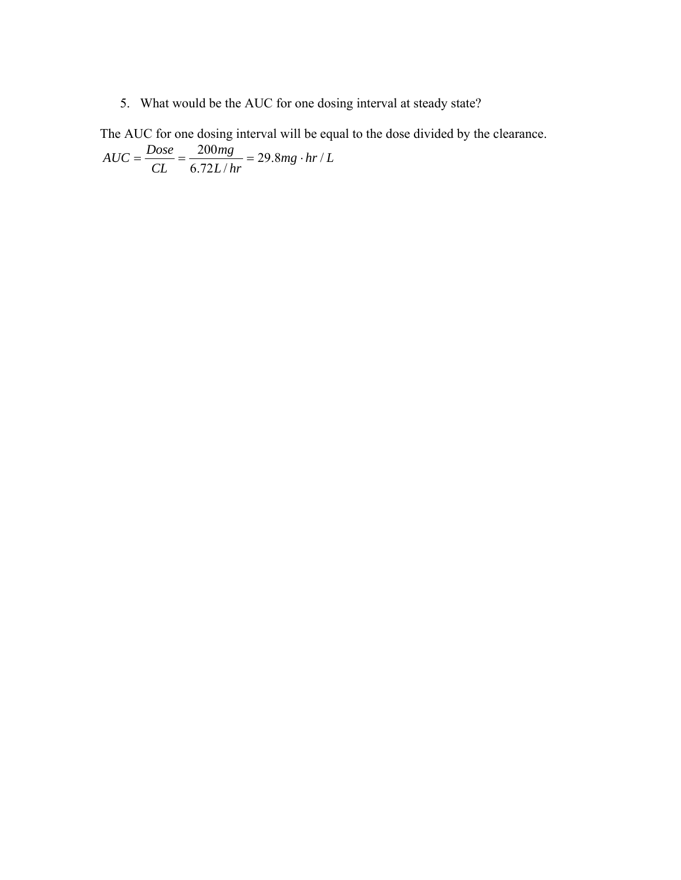5. What would be the AUC for one dosing interval at steady state?

The AUC for one dosing interval will be equal to the dose divided by the clearance.

$$AUC = \frac{Dose}{CL} = \frac{200mg}{6.72L/hr} = 29.8mg \cdot hr/L$$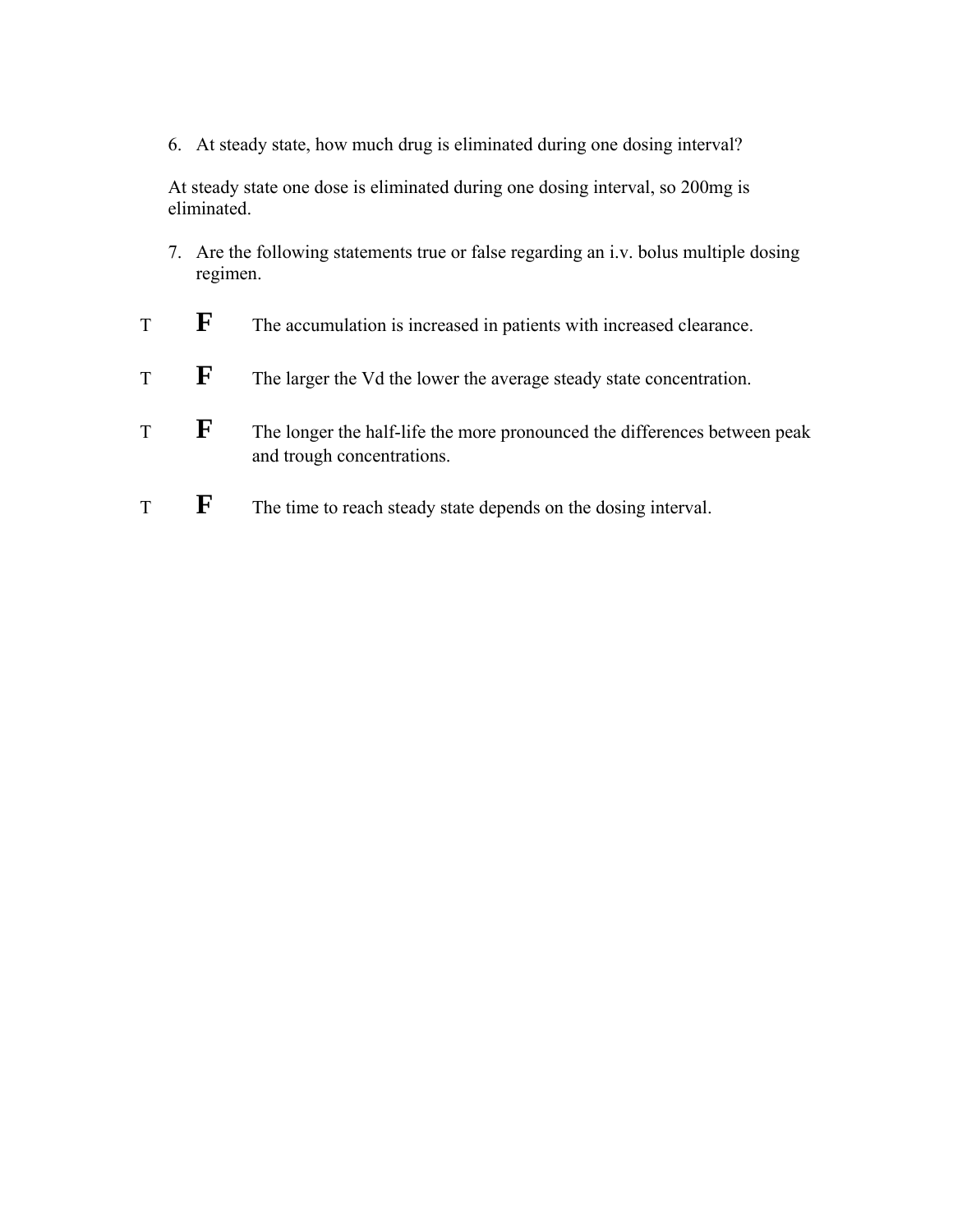6. At steady state, how much drug is eliminated during one dosing interval?

At steady state one dose is eliminated during one dosing interval, so 200mg is eliminated.

7. Are the following statements true or false regarding an i.v. bolus multiple dosing regimen.

T **F** The accumulation is increased in patients with increased clearance.

T **F** The larger the Vd the lower the average steady state concentration.

T **F** The longer the half-life the more pronounced the differences between peak and trough concentrations.

T **F** The time to reach steady state depends on the dosing interval.